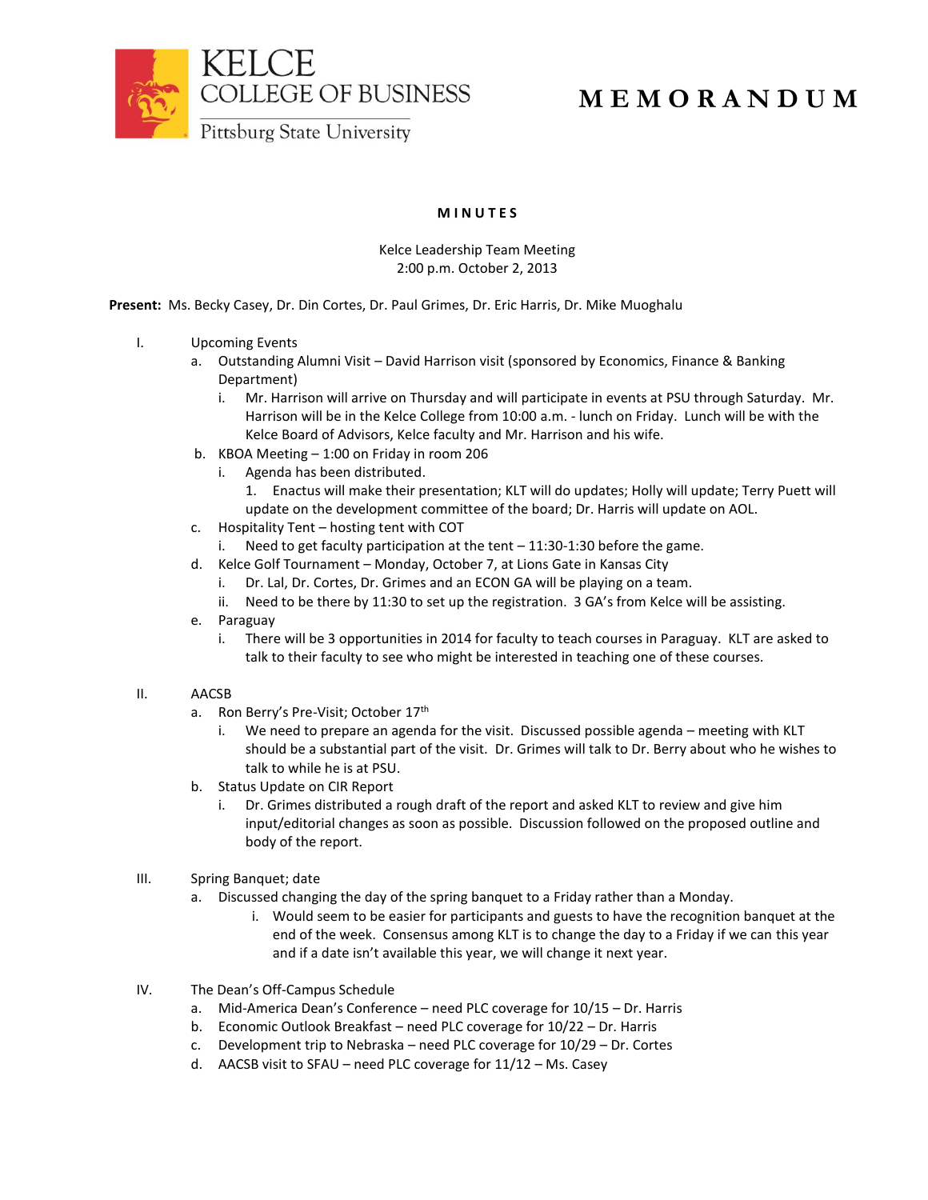KELCE COLLEGE OF BUSINESS
Pittsburg State University

# MEMORANDUM

## MINUTES

Kelce Leadership Team Meeting
2:00 p.m. October 2, 2013

**Present:** Ms. Becky Casey, Dr. Din Cortes, Dr. Paul Grimes, Dr. Eric Harris, Dr. Mike Muoghalu

I. Upcoming Events
   a. Outstanding Alumni Visit – David Harrison visit (sponsored by Economics, Finance & Banking Department)
      i. Mr. Harrison will arrive on Thursday and will participate in events at PSU through Saturday. Mr. Harrison will be in the Kelce College from 10:00 a.m. - lunch on Friday. Lunch will be with the Kelce Board of Advisors, Kelce faculty and Mr. Harrison and his wife.
   b. KBOA Meeting – 1:00 on Friday in room 206
      i. Agenda has been distributed.
         1. Enactus will make their presentation; KLT will do updates; Holly will update; Terry Puett will update on the development committee of the board; Dr. Harris will update on AOL.
   c. Hospitality Tent – hosting tent with COT
      i. Need to get faculty participation at the tent – 11:30-1:30 before the game.
   d. Kelce Golf Tournament – Monday, October 7, at Lions Gate in Kansas City
      i. Dr. Lal, Dr. Cortes, Dr. Grimes and an ECON GA will be playing on a team.
      ii. Need to be there by 11:30 to set up the registration. 3 GA's from Kelce will be assisting.
   e. Paraguay
      i. There will be 3 opportunities in 2014 for faculty to teach courses in Paraguay. KLT are asked to talk to their faculty to see who might be interested in teaching one of these courses.

II. AACSB
   a. Ron Berry's Pre-Visit; October 17th
      i. We need to prepare an agenda for the visit. Discussed possible agenda – meeting with KLT should be a substantial part of the visit. Dr. Grimes will talk to Dr. Berry about who he wishes to talk to while he is at PSU.
   b. Status Update on CIR Report
      i. Dr. Grimes distributed a rough draft of the report and asked KLT to review and give him input/editorial changes as soon as possible. Discussion followed on the proposed outline and body of the report.

III. Spring Banquet; date
   a. Discussed changing the day of the spring banquet to a Friday rather than a Monday.
      i. Would seem to be easier for participants and guests to have the recognition banquet at the end of the week. Consensus among KLT is to change the day to a Friday if we can this year and if a date isn't available this year, we will change it next year.

IV. The Dean's Off-Campus Schedule
   a. Mid-America Dean's Conference – need PLC coverage for 10/15 – Dr. Harris
   b. Economic Outlook Breakfast – need PLC coverage for 10/22 – Dr. Harris
   c. Development trip to Nebraska – need PLC coverage for 10/29 – Dr. Cortes
   d. AACSB visit to SFAU – need PLC coverage for 11/12 – Ms. Casey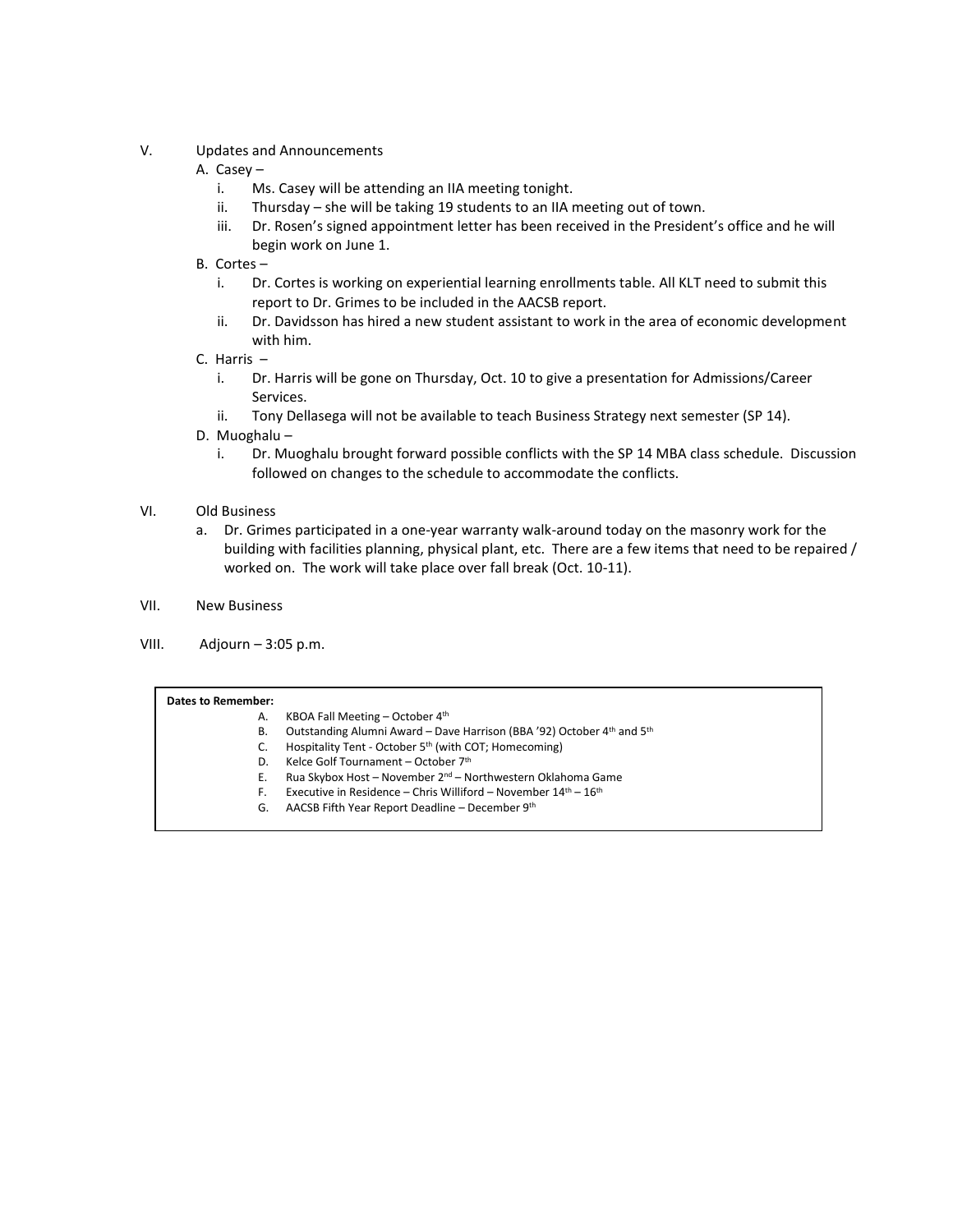V. Updates and Announcements

A. Casey –

  i. Ms. Casey will be attending an IIA meeting tonight.

  ii. Thursday – she will be taking 19 students to an IIA meeting out of town.

  iii. Dr. Rosen's signed appointment letter has been received in the President's office and he will begin work on June 1.

B. Cortes –

  i. Dr. Cortes is working on experiential learning enrollments table. All KLT need to submit this report to Dr. Grimes to be included in the AACSB report.

  ii. Dr. Davidsson has hired a new student assistant to work in the area of economic development with him.

C. Harris –

  i. Dr. Harris will be gone on Thursday, Oct. 10 to give a presentation for Admissions/Career Services.

  ii. Tony Dellasega will not be available to teach Business Strategy next semester (SP 14).

D. Muoghalu –

  i. Dr. Muoghalu brought forward possible conflicts with the SP 14 MBA class schedule. Discussion followed on changes to the schedule to accommodate the conflicts.

VI. Old Business

  a. Dr. Grimes participated in a one-year warranty walk-around today on the masonry work for the building with facilities planning, physical plant, etc. There are a few items that need to be repaired / worked on. The work will take place over fall break (Oct. 10-11).

VII. New Business

VIII. Adjourn – 3:05 p.m.

**Dates to Remember:**

A. KBOA Fall Meeting – October 4th

B. Outstanding Alumni Award – Dave Harrison (BBA '92) October 4th and 5th

C. Hospitality Tent - October 5th (with COT; Homecoming)

D. Kelce Golf Tournament – October 7th

E. Rua Skybox Host – November 2nd – Northwestern Oklahoma Game

F. Executive in Residence – Chris Williford – November 14th – 16th

G. AACSB Fifth Year Report Deadline – December 9th